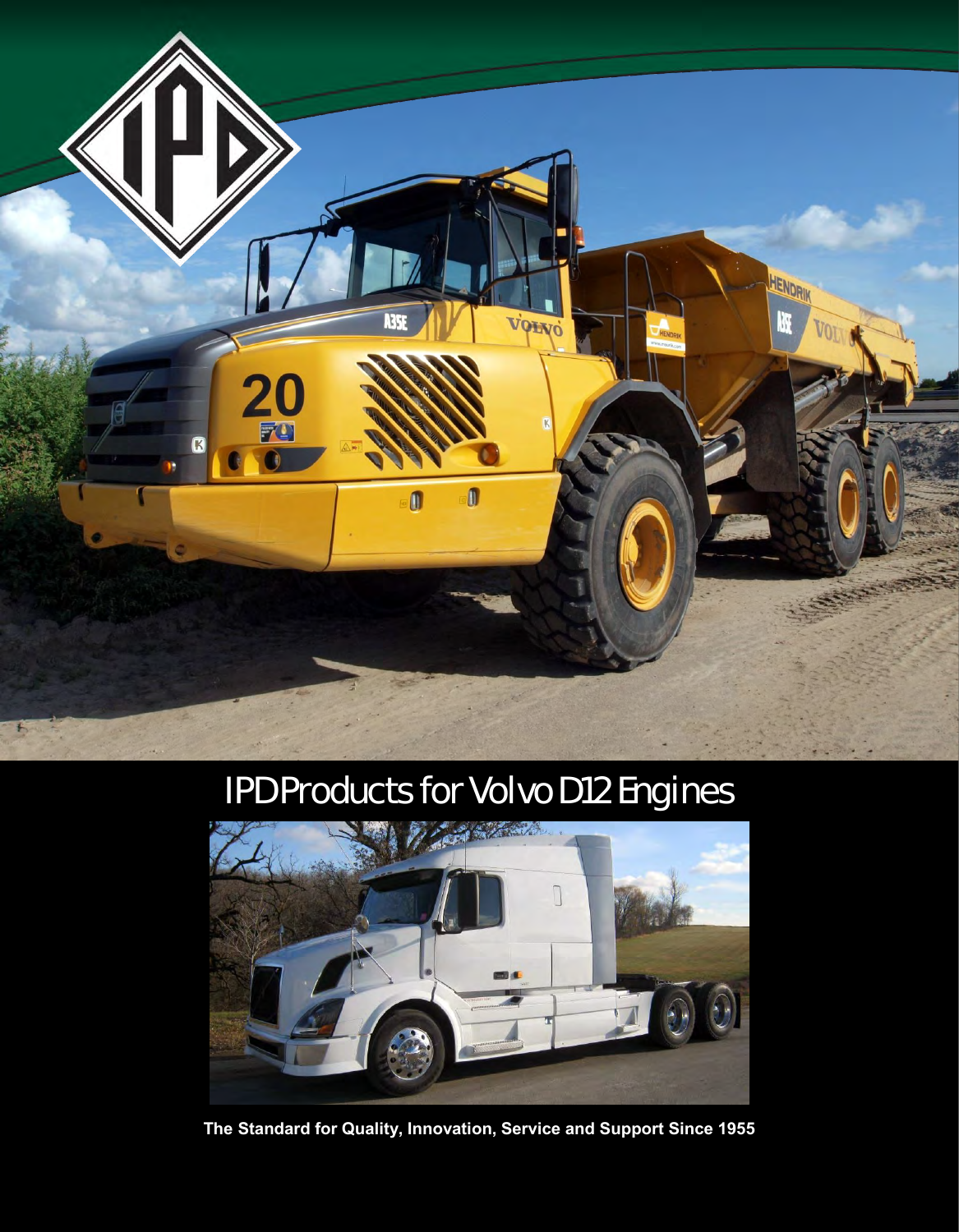# IPD Products for Volvo D12 Engines

**The Standard for Quality, Innovation, Service and Support Since 1955**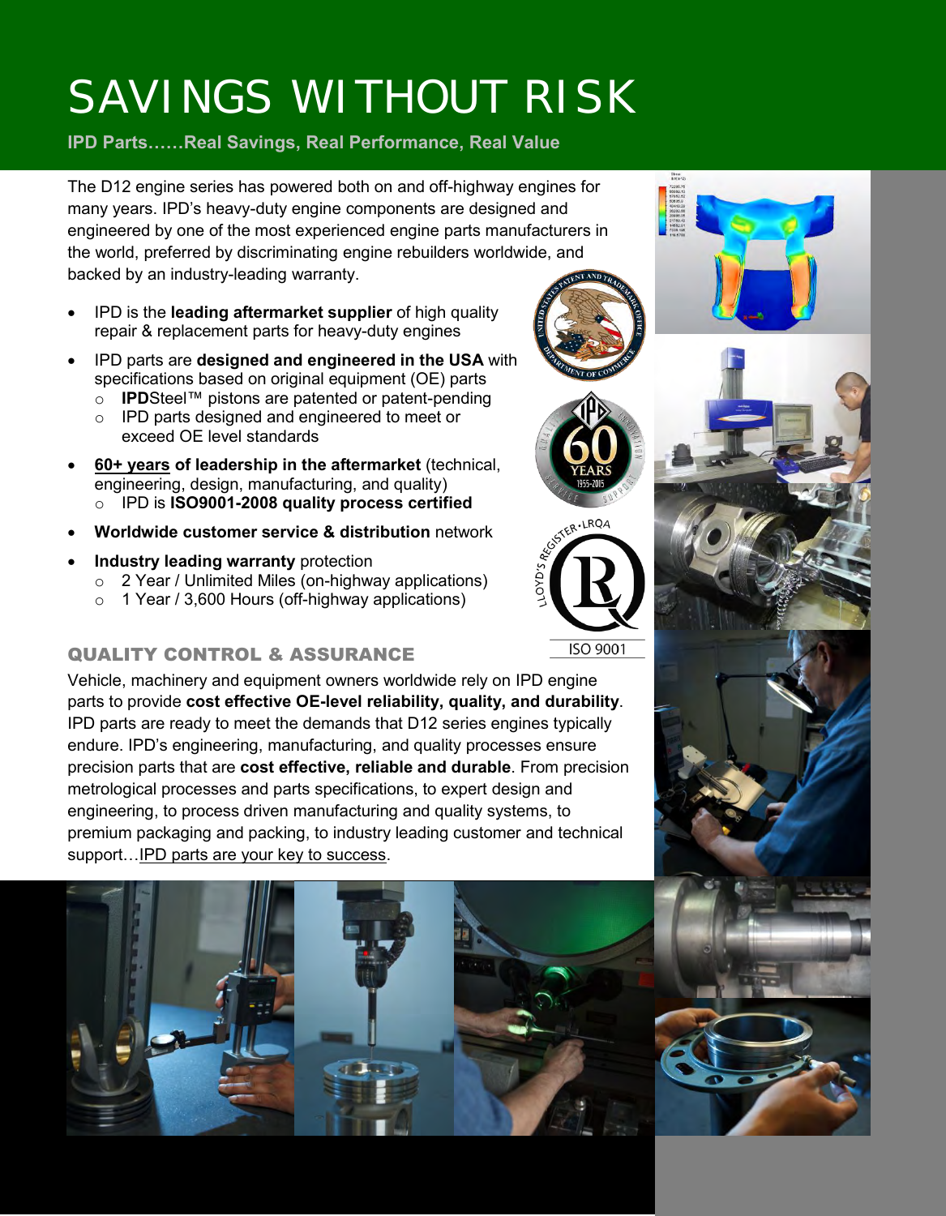# SAVINGS WITHOUT RISK

**IPD Parts……Real Savings, Real Performance, Real Value**

The D12 engine series has powered both on and off-highway engines for many years. IPD's heavy-duty engine components are designed and engineered by one of the most experienced engine parts manufacturers in the world, preferred by discriminating engine rebuilders worldwide, and backed by an industry-leading warranty.

- IPD is the **leading aftermarket supplier** of high quality repair & replacement parts for heavy-duty engines
- IPD parts are **designed and engineered in the USA** with specifications based on original equipment (OE) parts
  - **IPD**Steel™ pistons are patented or patent-pending
  - IPD parts designed and engineered to meet or exceed OE level standards
- **60+ years of leadership in the aftermarket** (technical, engineering, design, manufacturing, and quality)
  - IPD is **ISO9001-2008 quality process certified**
- **Worldwide customer service & distribution** network
- **Industry leading warranty** protection
  - 2 Year / Unlimited Miles (on-highway applications)
  - 1 Year / 3,600 Hours (off-highway applications)

## QUALITY CONTROL & ASSURANCE

Vehicle, machinery and equipment owners worldwide rely on IPD engine parts to provide **cost effective OE-level reliability, quality, and durability**. IPD parts are ready to meet the demands that D12 series engines typically endure. IPD's engineering, manufacturing, and quality processes ensure precision parts that are **cost effective, reliable and durable**. From precision metrological processes and parts specifications, to expert design and engineering, to process driven manufacturing and quality systems, to premium packaging and packing, to industry leading customer and technical support…IPD parts are your key to success.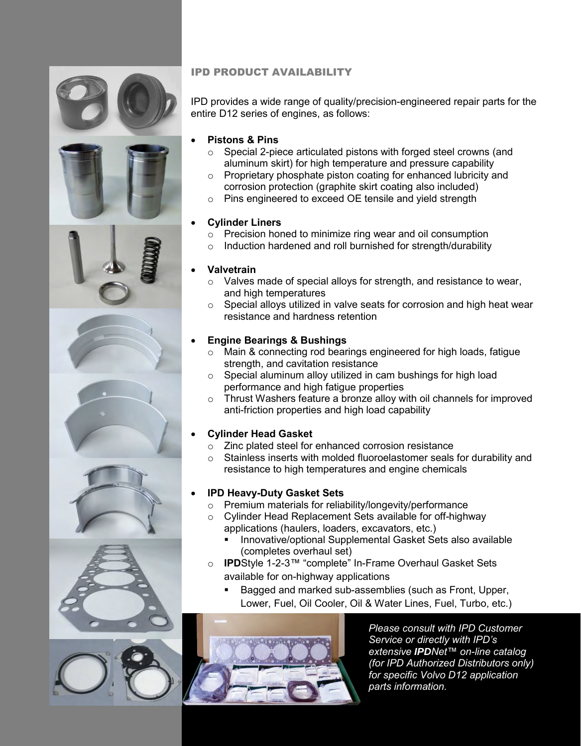## IPD PRODUCT AVAILABILITY

IPD provides a wide range of quality/precision-engineered repair parts for the entire D12 series of engines, as follows:

- **Pistons & Pins**
  - Special 2-piece articulated pistons with forged steel crowns (and aluminum skirt) for high temperature and pressure capability
  - Proprietary phosphate piston coating for enhanced lubricity and corrosion protection (graphite skirt coating also included)
  - Pins engineered to exceed OE tensile and yield strength

- **Cylinder Liners**
  - Precision honed to minimize ring wear and oil consumption
  - Induction hardened and roll burnished for strength/durability

- **Valvetrain**
  - Valves made of special alloys for strength, and resistance to wear, and high temperatures
  - Special alloys utilized in valve seats for corrosion and high heat wear resistance and hardness retention

- **Engine Bearings & Bushings**
  - Main & connecting rod bearings engineered for high loads, fatigue strength, and cavitation resistance
  - Special aluminum alloy utilized in cam bushings for high load performance and high fatigue properties
  - Thrust Washers feature a bronze alloy with oil channels for improved anti-friction properties and high load capability

- **Cylinder Head Gasket**
  - Zinc plated steel for enhanced corrosion resistance
  - Stainless inserts with molded fluoroelastomer seals for durability and resistance to high temperatures and engine chemicals

- **IPD Heavy-Duty Gasket Sets**
  - Premium materials for reliability/longevity/performance
  - Cylinder Head Replacement Sets available for off-highway applications (haulers, loaders, excavators, etc.)
    - Innovative/optional Supplemental Gasket Sets also available (completes overhaul set)
  - **IPD**Style 1-2-3™ “complete” In-Frame Overhaul Gasket Sets available for on-highway applications
    - Bagged and marked sub-assemblies (such as Front, Upper, Lower, Fuel, Oil Cooler, Oil & Water Lines, Fuel, Turbo, etc.)

*Please consult with IPD Customer Service or directly with IPD’s extensive **IPD**Net™ on-line catalog (for IPD Authorized Distributors only) for specific Volvo D12 application parts information.*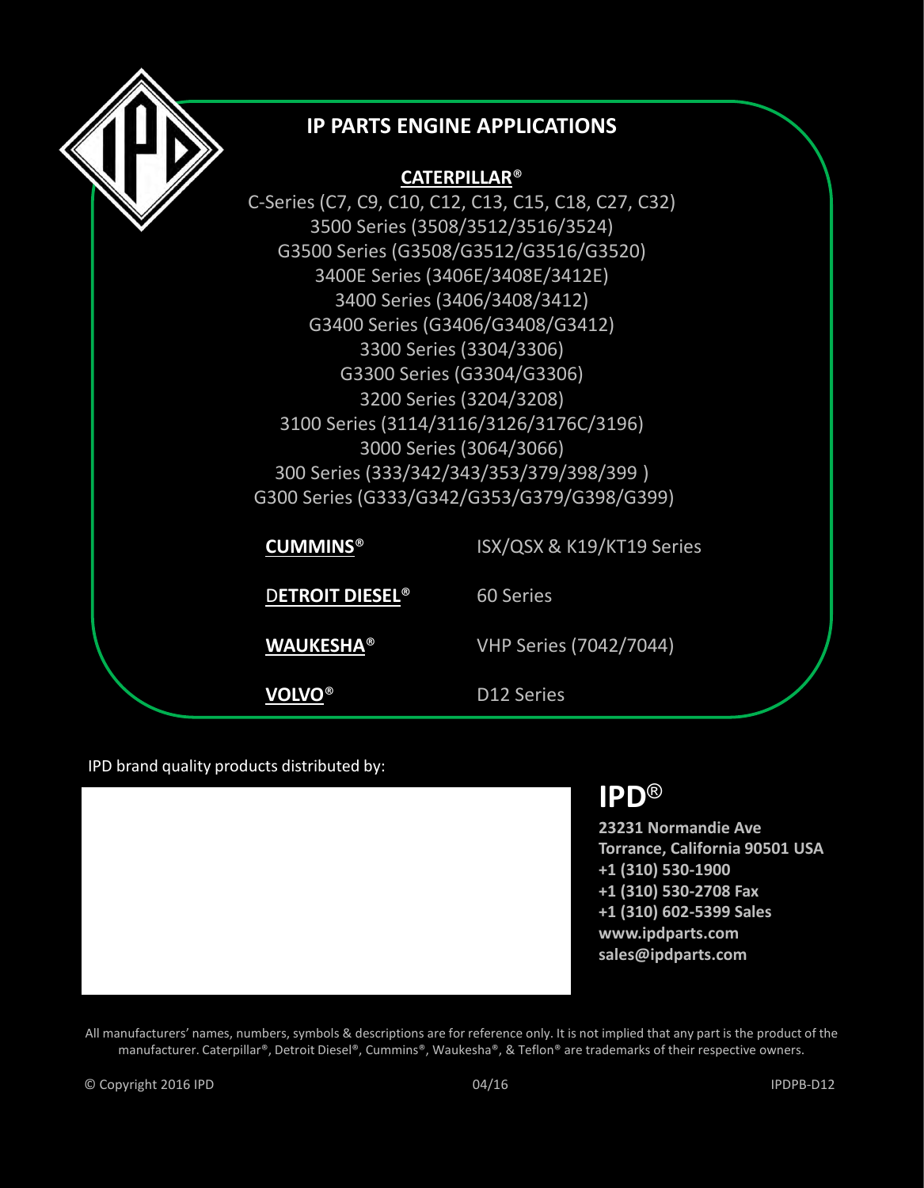## IP PARTS ENGINE APPLICATIONS

### CATERPILLAR®

C-Series (C7, C9, C10, C12, C13, C15, C18, C27, C32)
3500 Series (3508/3512/3516/3524)
G3500 Series (G3508/G3512/G3516/G3520)
3400E Series (3406E/3408E/3412E)
3400 Series (3406/3408/3412)
G3400 Series (G3406/G3408/G3412)
3300 Series (3304/3306)
G3300 Series (G3304/G3306)
3200 Series (3204/3208)
3100 Series (3114/3116/3126/3176C/3196)
3000 Series (3064/3066)
300 Series (333/342/343/353/379/398/399 )
G300 Series (G333/G342/G353/G379/G398/G399)

| | |
|---|---|
| **CUMMINS®** | ISX/QSX & K19/KT19 Series |
| **DETROIT DIESEL®** | 60 Series |
| **WAUKESHA®** | VHP Series (7042/7044) |
| **VOLVO®** | D12 Series |

IPD brand quality products distributed by:

## IPD®

**23231 Normandie Ave**
**Torrance, California 90501 USA**
**+1 (310) 530-1900**
**+1 (310) 530-2708 Fax**
**+1 (310) 602-5399 Sales**
**www.ipdparts.com**
**sales@ipdparts.com**

All manufacturers' names, numbers, symbols & descriptions are for reference only. It is not implied that any part is the product of the manufacturer. Caterpillar®, Detroit Diesel®, Cummins®, Waukesha®, & Teflon® are trademarks of their respective owners.

© Copyright 2016 IPD 04/16 IPDPB-D12